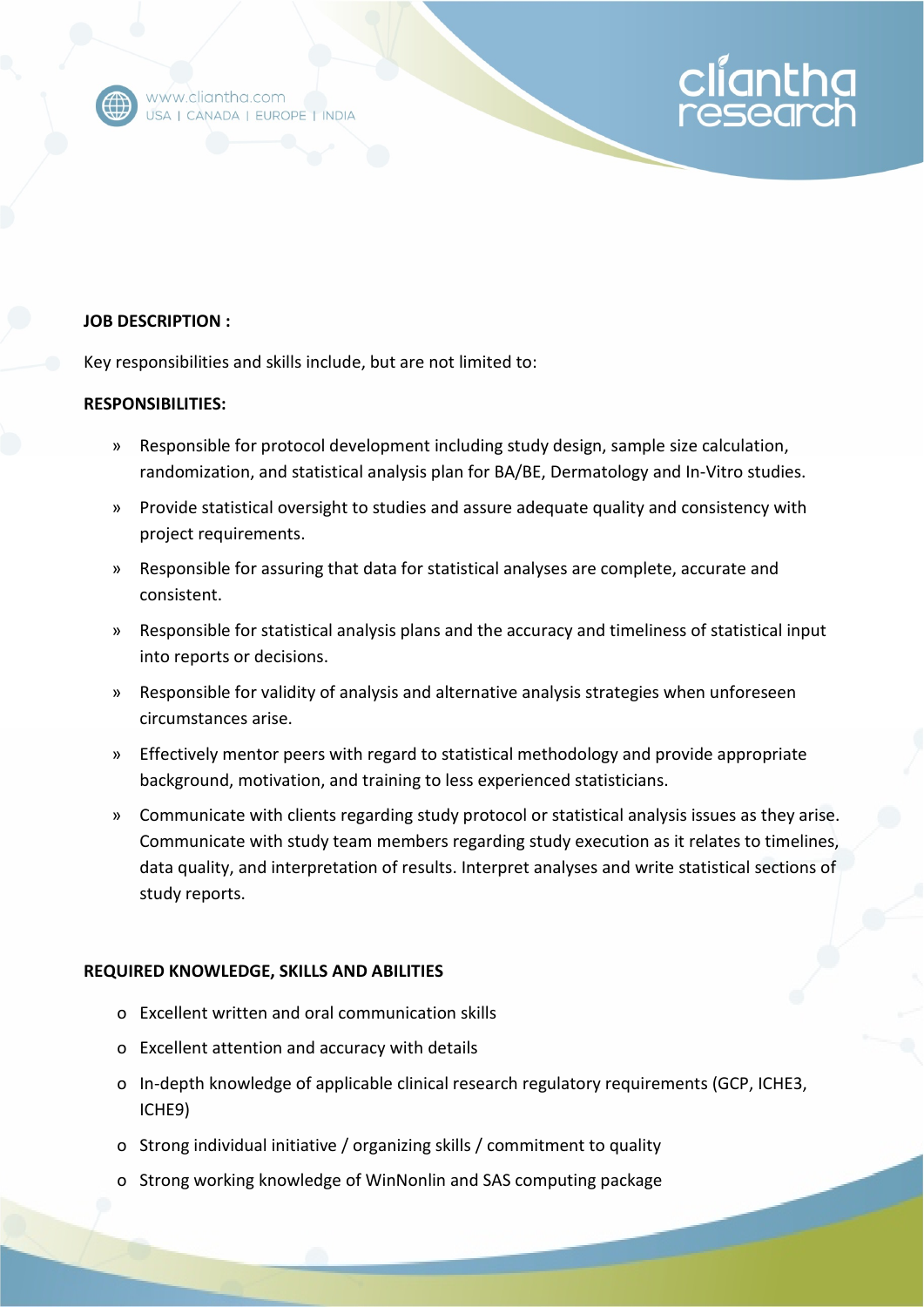www.cliantha.com
USA | CANADA | EUROPE | INDIA

cliantha research

**JOB DESCRIPTION :**

Key responsibilities and skills include, but are not limited to:

**RESPONSIBILITIES:**

- Responsible for protocol development including study design, sample size calculation, randomization, and statistical analysis plan for BA/BE, Dermatology and In-Vitro studies.
- Provide statistical oversight to studies and assure adequate quality and consistency with project requirements.
- Responsible for assuring that data for statistical analyses are complete, accurate and consistent.
- Responsible for statistical analysis plans and the accuracy and timeliness of statistical input into reports or decisions.
- Responsible for validity of analysis and alternative analysis strategies when unforeseen circumstances arise.
- Effectively mentor peers with regard to statistical methodology and provide appropriate background, motivation, and training to less experienced statisticians.
- Communicate with clients regarding study protocol or statistical analysis issues as they arise. Communicate with study team members regarding study execution as it relates to timelines, data quality, and interpretation of results. Interpret analyses and write statistical sections of study reports.

**REQUIRED KNOWLEDGE, SKILLS AND ABILITIES**

- Excellent written and oral communication skills
- Excellent attention and accuracy with details
- In-depth knowledge of applicable clinical research regulatory requirements (GCP, ICHE3, ICHE9)
- Strong individual initiative / organizing skills / commitment to quality
- Strong working knowledge of WinNonlin and SAS computing package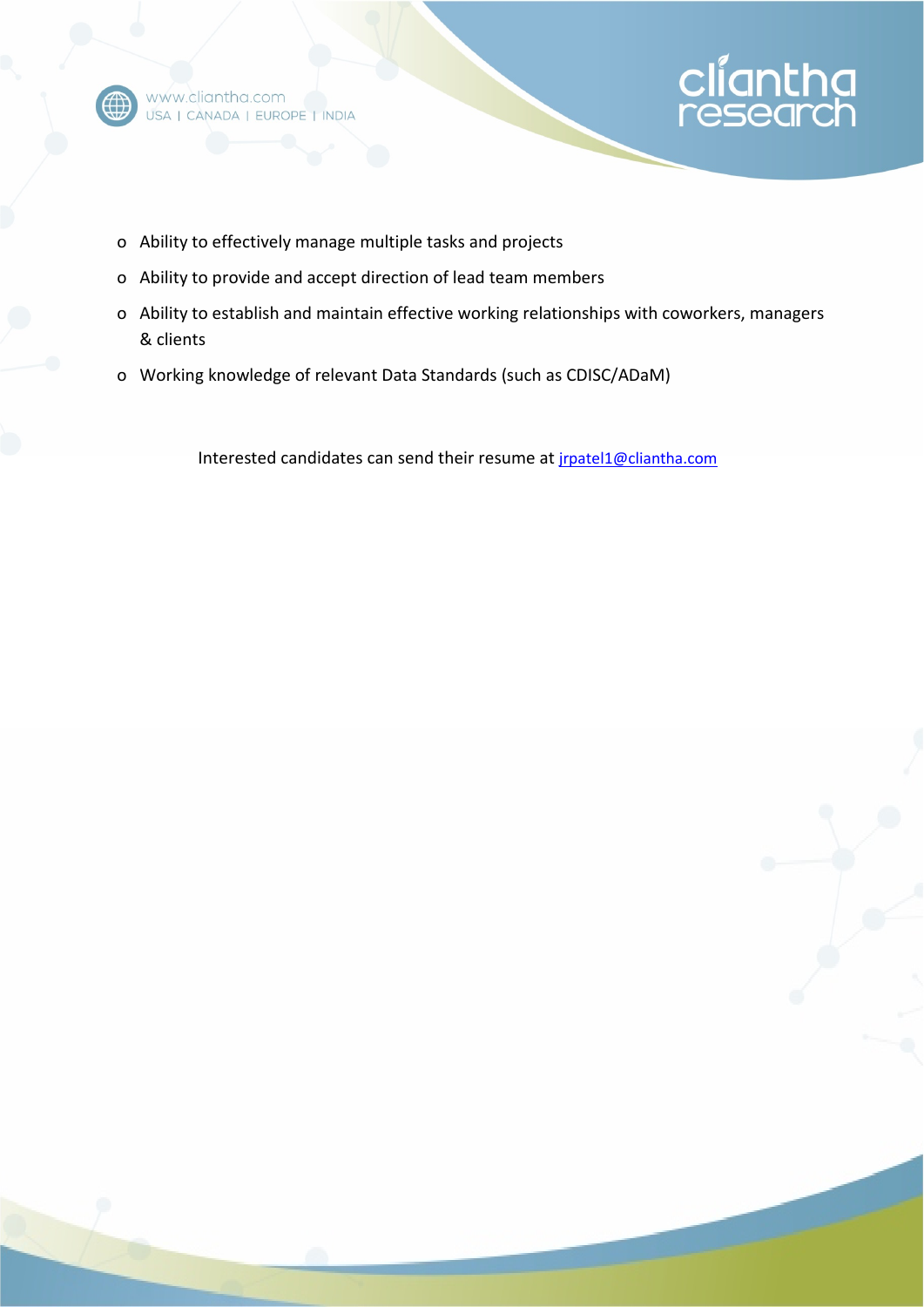- Ability to effectively manage multiple tasks and projects
- Ability to provide and accept direction of lead team members
- Ability to establish and maintain effective working relationships with coworkers, managers & clients
- Working knowledge of relevant Data Standards (such as CDISC/ADaM)

Interested candidates can send their resume at jrpatel1@cliantha.com